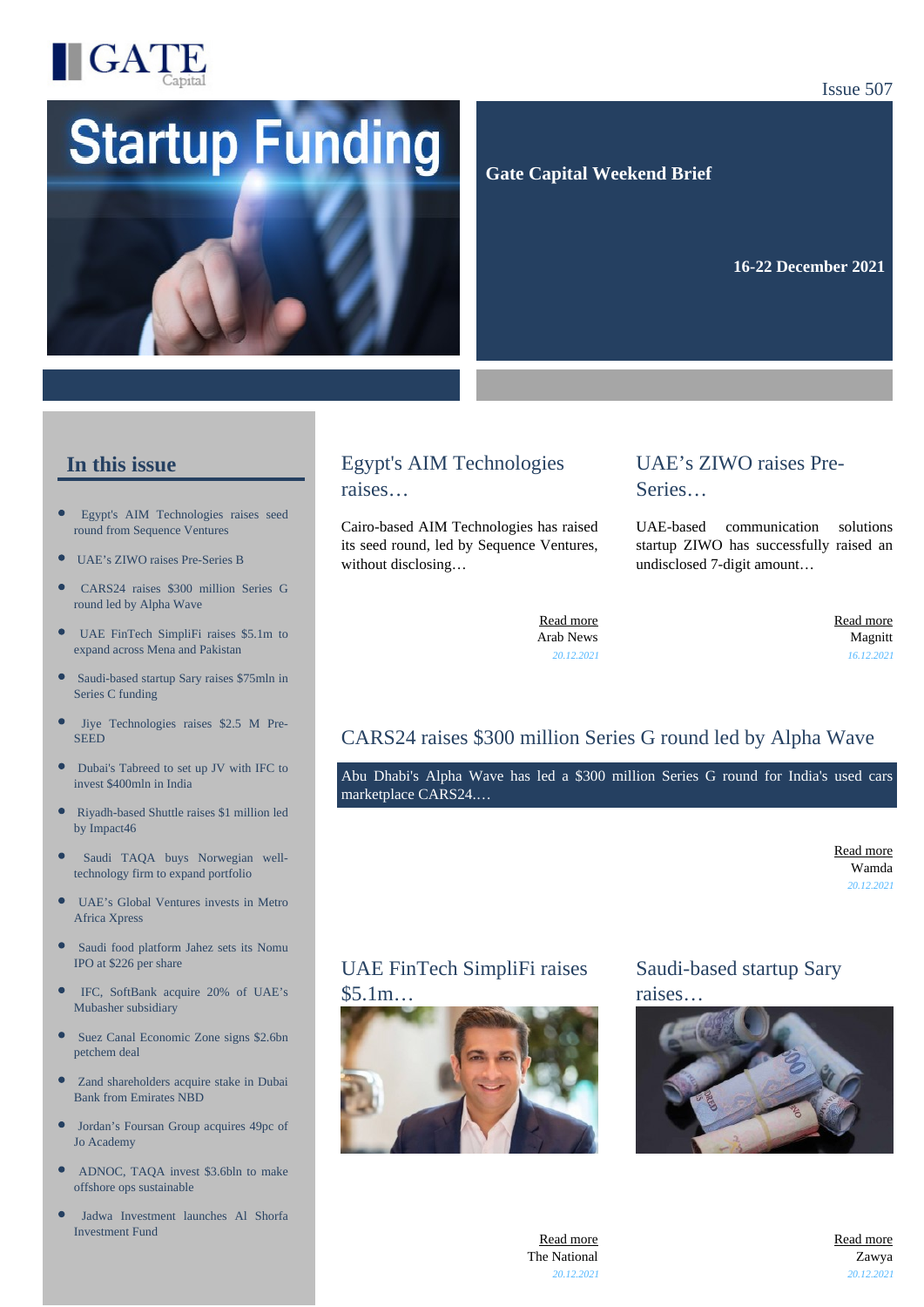GATE Capital

Issue 507

# Startup Funding

**Gate Capital Weekend Brief**

**16-22 December 2021**

## In this issue

- Egypt's AIM Technologies raises seed round from Sequence Ventures
- UAE's ZIWO raises Pre-Series B
- CARS24 raises $300 million Series G round led by Alpha Wave
- UAE FinTech SimpliFi raises $5.1m to expand across Mena and Pakistan
- Saudi-based startup Sary raises $75mln in Series C funding
- Jiye Technologies raises $2.5 M Pre-SEED
- Dubai's Tabreed to set up JV with IFC to invest $400mln in India
- Riyadh-based Shuttle raises $1 million led by Impact46
- Saudi TAQA buys Norwegian well-technology firm to expand portfolio
- UAE's Global Ventures invests in Metro Africa Xpress
- Saudi food platform Jahez sets its Nomu IPO at $226 per share
- IFC, SoftBank acquire 20% of UAE's Mubasher subsidiary
- Suez Canal Economic Zone signs $2.6bn petchem deal
- Zand shareholders acquire stake in Dubai Bank from Emirates NBD
- Jordan's Foursan Group acquires 49pc of Jo Academy
- ADNOC, TAQA invest $3.6bln to make offshore ops sustainable
- Jadwa Investment launches Al Shorfa Investment Fund

## Egypt's AIM Technologies raises…

Cairo-based AIM Technologies has raised its seed round, led by Sequence Ventures, without disclosing…

Read more
Arab News
*20.12.2021*

## UAE's ZIWO raises Pre-Series…

UAE-based communication solutions startup ZIWO has successfully raised an undisclosed 7-digit amount…

Read more
Magnitt
*16.12.2021*

## CARS24 raises $300 million Series G round led by Alpha Wave

Abu Dhabi's Alpha Wave has led a $300 million Series G round for India's used cars marketplace CARS24.…

Read more
Wamda
*20.12.2021*

## UAE FinTech SimpliFi raises $5.1m…

Read more
The National
*20.12.2021*

## Saudi-based startup Sary raises…

Read more
Zawya
*20.12.2021*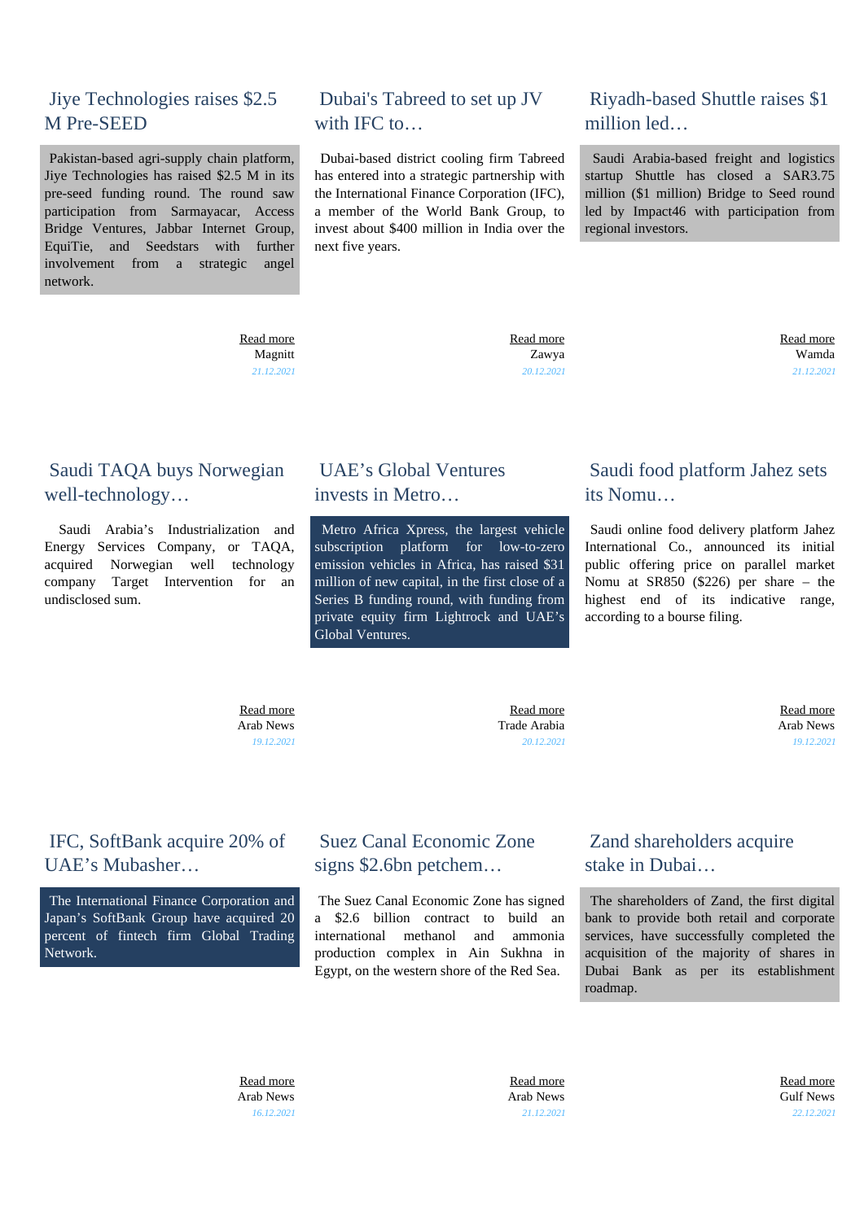## Jiye Technologies raises $2.5 M Pre-SEED

Pakistan-based agri-supply chain platform, Jiye Technologies has raised $2.5 M in its pre-seed funding round. The round saw participation from Sarmayacar, Access Bridge Ventures, Jabbar Internet Group, EquiTie, and Seedstars with further involvement from a strategic angel network.

Read more
Magnitt
21.12.2021

## Dubai's Tabreed to set up JV with IFC to…

Dubai-based district cooling firm Tabreed has entered into a strategic partnership with the International Finance Corporation (IFC), a member of the World Bank Group, to invest about $400 million in India over the next five years.

Read more
Zawya
20.12.2021

## Riyadh-based Shuttle raises $1 million led…

Saudi Arabia-based freight and logistics startup Shuttle has closed a SAR3.75 million ($1 million) Bridge to Seed round led by Impact46 with participation from regional investors.

Read more
Wamda
21.12.2021

## Saudi TAQA buys Norwegian well-technology…

Saudi Arabia's Industrialization and Energy Services Company, or TAQA, acquired Norwegian well technology company Target Intervention for an undisclosed sum.

Read more
Arab News
19.12.2021

## UAE's Global Ventures invests in Metro…

Metro Africa Xpress, the largest vehicle subscription platform for low-to-zero emission vehicles in Africa, has raised $31 million of new capital, in the first close of a Series B funding round, with funding from private equity firm Lightrock and UAE's Global Ventures.

Read more
Trade Arabia
20.12.2021

## Saudi food platform Jahez sets its Nomu…

Saudi online food delivery platform Jahez International Co., announced its initial public offering price on parallel market Nomu at SR850 ($226) per share – the highest end of its indicative range, according to a bourse filing.

Read more
Arab News
19.12.2021

## IFC, SoftBank acquire 20% of UAE's Mubasher…

The International Finance Corporation and Japan's SoftBank Group have acquired 20 percent of fintech firm Global Trading Network.

Read more
Arab News
16.12.2021

## Suez Canal Economic Zone signs $2.6bn petchem…

The Suez Canal Economic Zone has signed a $2.6 billion contract to build an international methanol and ammonia production complex in Ain Sukhna in Egypt, on the western shore of the Red Sea.

Read more
Arab News
21.12.2021

## Zand shareholders acquire stake in Dubai…

The shareholders of Zand, the first digital bank to provide both retail and corporate services, have successfully completed the acquisition of the majority of shares in Dubai Bank as per its establishment roadmap.

Read more
Gulf News
22.12.2021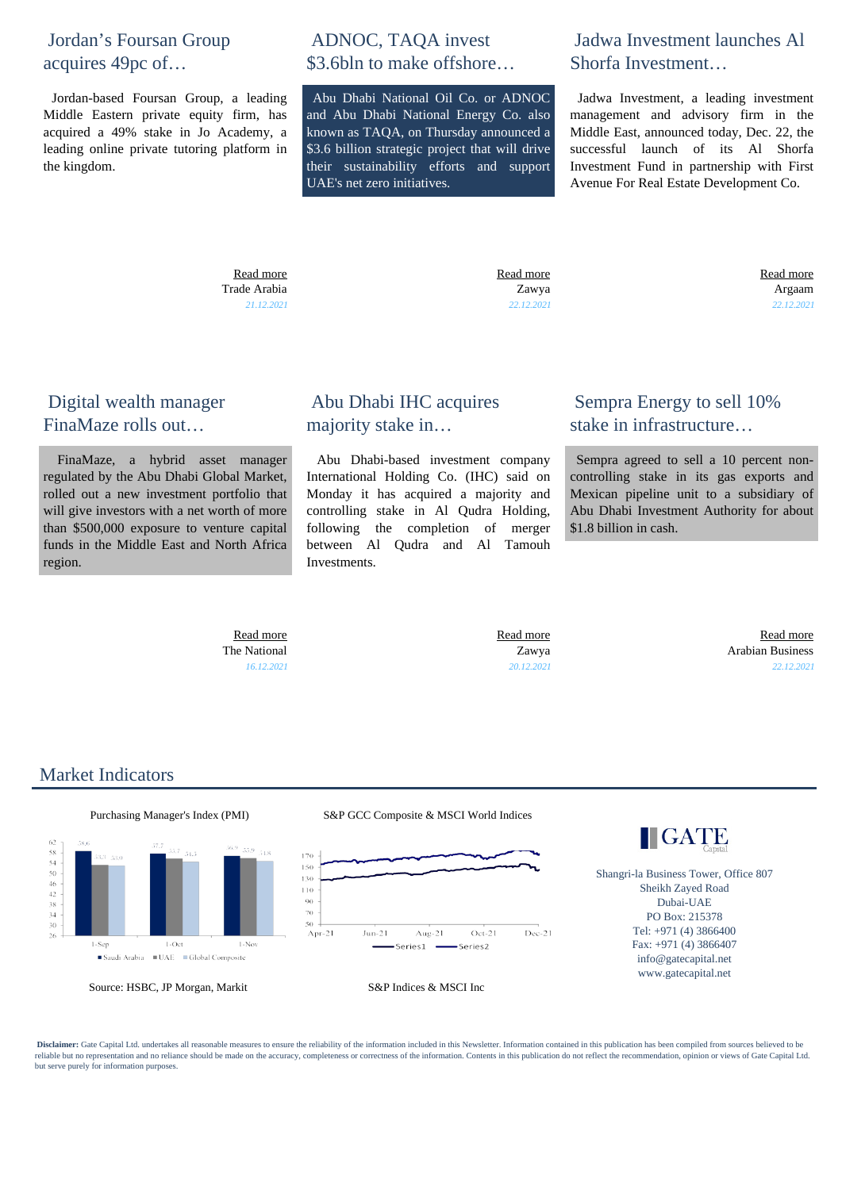## Jordan's Foursan Group acquires 49pc of…

Jordan-based Foursan Group, a leading Middle Eastern private equity firm, has acquired a 49% stake in Jo Academy, a leading online private tutoring platform in the kingdom.

Read more
Trade Arabia
*21.12.2021*

## ADNOC, TAQA invest $3.6bln to make offshore…

Abu Dhabi National Oil Co. or ADNOC and Abu Dhabi National Energy Co. also known as TAQA, on Thursday announced a $3.6 billion strategic project that will drive their sustainability efforts and support UAE's net zero initiatives.

Read more
Zawya
*22.12.2021*

## Jadwa Investment launches Al Shorfa Investment…

Jadwa Investment, a leading investment management and advisory firm in the Middle East, announced today, Dec. 22, the successful launch of its Al Shorfa Investment Fund in partnership with First Avenue For Real Estate Development Co.

Read more
Argaam
*22.12.2021*

## Digital wealth manager FinaMaze rolls out…

FinaMaze, a hybrid asset manager regulated by the Abu Dhabi Global Market, rolled out a new investment portfolio that will give investors with a net worth of more than $500,000 exposure to venture capital funds in the Middle East and North Africa region.

Read more
The National
*16.12.2021*

## Abu Dhabi IHC acquires majority stake in…

Abu Dhabi-based investment company International Holding Co. (IHC) said on Monday it has acquired a majority and controlling stake in Al Qudra Holding, following the completion of merger between Al Qudra and Al Tamouh Investments.

Read more
Zawya
*20.12.2021*

## Sempra Energy to sell 10% stake in infrastructure…

Sempra agreed to sell a 10 percent non-controlling stake in its gas exports and Mexican pipeline unit to a subsidiary of Abu Dhabi Investment Authority for about $1.8 billion in cash.

Read more
Arabian Business
*22.12.2021*

# Market Indicators

Purchasing Manager's Index (PMI)

62 58 54 50 46 42 38 34 30 26
58.6 53.1 53.9 | 57.7 55.7 54.3 | 56.9 55.9 54.8
1-Sep 1-Oct 1-Nov
Saudi Arabia, UAE, Global Composite

Source: HSBC, JP Morgan, Markit

S&P GCC Composite & MSCI World Indices

170 150 130 110 90 70 50
Apr-21 Jun-21 Aug-21 Oct-21 Dec-21
Series1, Series2

S&P Indices & MSCI Inc

GATE Capital

Shangri-la Business Tower, Office 807
Sheikh Zayed Road
Dubai-UAE
PO Box: 215378
Tel: +971 (4) 3866400
Fax: +971 (4) 3866407
info@gatecapital.net
www.gatecapital.net

**Disclaimer:** Gate Capital Ltd. undertakes all reasonable measures to ensure the reliability of the information included in this Newsletter. Information contained in this publication has been compiled from sources believed to be reliable but no representation and no reliance should be made on the accuracy, completeness or correctness of the information. Contents in this publication do not reflect the recommendation, opinion or views of Gate Capital Ltd. but serve purely for information purposes.